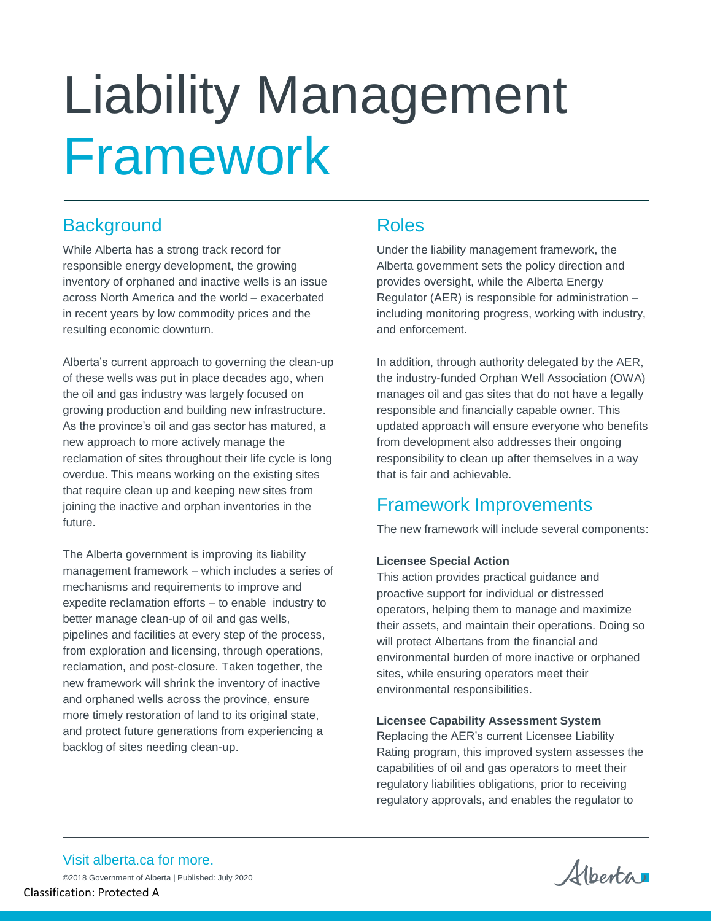# Liability Management Framework

## Background

While Alberta has a strong track record for responsible energy development, the growing inventory of orphaned and inactive wells is an issue across North America and the world – exacerbated in recent years by low commodity prices and the resulting economic downturn.

Alberta's current approach to governing the clean-up of these wells was put in place decades ago, when the oil and gas industry was largely focused on growing production and building new infrastructure. As the province's oil and gas sector has matured, a new approach to more actively manage the reclamation of sites throughout their life cycle is long overdue. This means working on the existing sites that require clean up and keeping new sites from joining the inactive and orphan inventories in the future.

The Alberta government is improving its liability management framework – which includes a series of mechanisms and requirements to improve and expedite reclamation efforts – to enable industry to better manage clean-up of oil and gas wells, pipelines and facilities at every step of the process, from exploration and licensing, through operations, reclamation, and post-closure. Taken together, the new framework will shrink the inventory of inactive and orphaned wells across the province, ensure more timely restoration of land to its original state, and protect future generations from experiencing a backlog of sites needing clean-up.

## Roles

Under the liability management framework, the Alberta government sets the policy direction and provides oversight, while the Alberta Energy Regulator (AER) is responsible for administration – including monitoring progress, working with industry, and enforcement.

In addition, through authority delegated by the AER, the industry-funded Orphan Well Association (OWA) manages oil and gas sites that do not have a legally responsible and financially capable owner. This updated approach will ensure everyone who benefits from development also addresses their ongoing responsibility to clean up after themselves in a way that is fair and achievable.

## Framework Improvements

The new framework will include several components:

**Licensee Special Action**
This action provides practical guidance and proactive support for individual or distressed operators, helping them to manage and maximize their assets, and maintain their operations. Doing so will protect Albertans from the financial and environmental burden of more inactive or orphaned sites, while ensuring operators meet their environmental responsibilities.

**Licensee Capability Assessment System**
Replacing the AER's current Licensee Liability Rating program, this improved system assesses the capabilities of oil and gas operators to meet their regulatory liabilities obligations, prior to receiving regulatory approvals, and enables the regulator to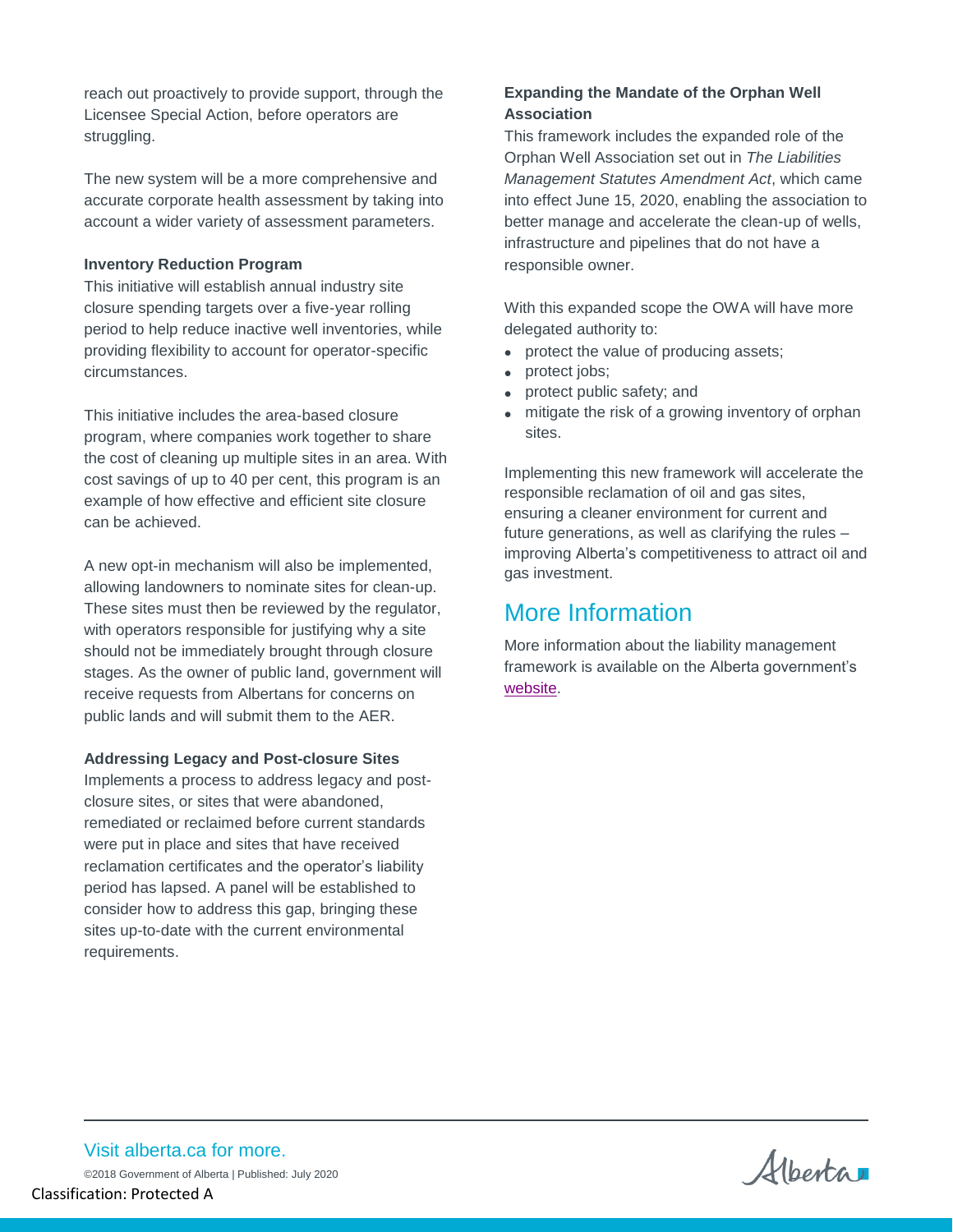reach out proactively to provide support, through the Licensee Special Action, before operators are struggling.

The new system will be a more comprehensive and accurate corporate health assessment by taking into account a wider variety of assessment parameters.

**Inventory Reduction Program**

This initiative will establish annual industry site closure spending targets over a five-year rolling period to help reduce inactive well inventories, while providing flexibility to account for operator-specific circumstances.

This initiative includes the area-based closure program, where companies work together to share the cost of cleaning up multiple sites in an area. With cost savings of up to 40 per cent, this program is an example of how effective and efficient site closure can be achieved.

A new opt-in mechanism will also be implemented, allowing landowners to nominate sites for clean-up. These sites must then be reviewed by the regulator, with operators responsible for justifying why a site should not be immediately brought through closure stages. As the owner of public land, government will receive requests from Albertans for concerns on public lands and will submit them to the AER.

**Addressing Legacy and Post-closure Sites**

Implements a process to address legacy and post-closure sites, or sites that were abandoned, remediated or reclaimed before current standards were put in place and sites that have received reclamation certificates and the operator's liability period has lapsed. A panel will be established to consider how to address this gap, bringing these sites up-to-date with the current environmental requirements.

**Expanding the Mandate of the Orphan Well Association**

This framework includes the expanded role of the Orphan Well Association set out in *The Liabilities Management Statutes Amendment Act*, which came into effect June 15, 2020, enabling the association to better manage and accelerate the clean-up of wells, infrastructure and pipelines that do not have a responsible owner.

With this expanded scope the OWA will have more delegated authority to:

- protect the value of producing assets;
- protect jobs;
- protect public safety; and
- mitigate the risk of a growing inventory of orphan sites.

Implementing this new framework will accelerate the responsible reclamation of oil and gas sites, ensuring a cleaner environment for current and future generations, as well as clarifying the rules – improving Alberta's competitiveness to attract oil and gas investment.

## More Information

More information about the liability management framework is available on the Alberta government's website.

Visit alberta.ca for more.

©2018 Government of Alberta | Published: July 2020

Classification: Protected A